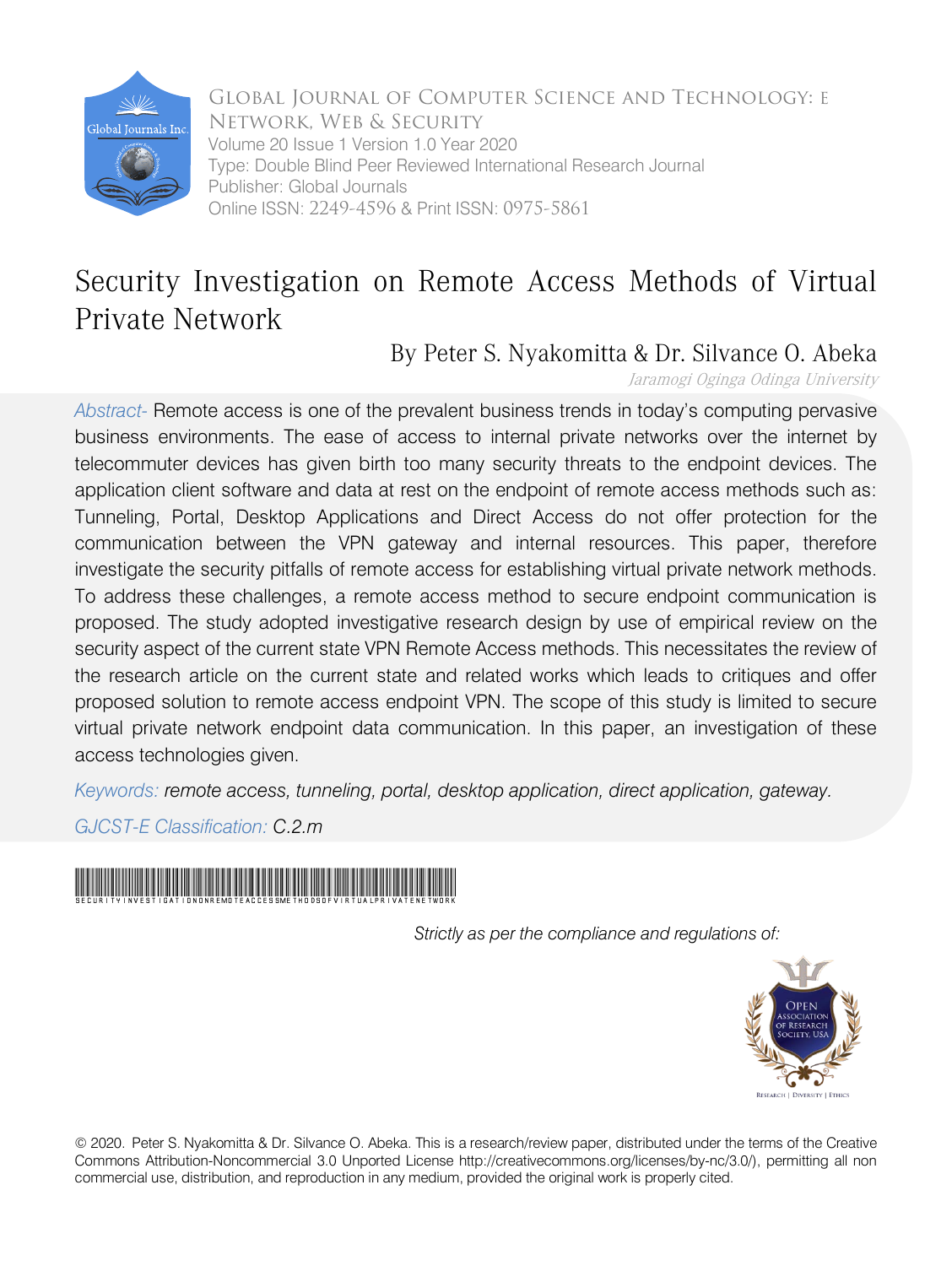Global Journal of Computer Science and Technology: E
Network, Web & Security
Volume 20 Issue 1 Version 1.0 Year 2020
Type: Double Blind Peer Reviewed International Research Journal
Publisher: Global Journals
Online ISSN: 2249-4596 & Print ISSN: 0975-5861

# Security Investigation on Remote Access Methods of Virtual Private Network

By Peter S. Nyakomitta & Dr. Silvance O. Abeka

*Jaramogi Oginga Odinga University*

*Abstract-* Remote access is one of the prevalent business trends in today's computing pervasive business environments. The ease of access to internal private networks over the internet by telecommuter devices has given birth too many security threats to the endpoint devices. The application client software and data at rest on the endpoint of remote access methods such as: Tunneling, Portal, Desktop Applications and Direct Access do not offer protection for the communication between the VPN gateway and internal resources. This paper, therefore investigate the security pitfalls of remote access for establishing virtual private network methods. To address these challenges, a remote access method to secure endpoint communication is proposed. The study adopted investigative research design by use of empirical review on the security aspect of the current state VPN Remote Access methods. This necessitates the review of the research article on the current state and related works which leads to critiques and offer proposed solution to remote access endpoint VPN. The scope of this study is limited to secure virtual private network endpoint data communication. In this paper, an investigation of these access technologies given.

*Keywords: remote access, tunneling, portal, desktop application, direct application, gateway.*

*GJCST-E Classification: C.2.m*

SECURITYINVESTIGATIONONREMOTEACCESSMETHODSOFVIRTUALPRIVATENETWORK

*Strictly as per the compliance and regulations of:*

© 2020. Peter S. Nyakomitta & Dr. Silvance O. Abeka. This is a research/review paper, distributed under the terms of the Creative Commons Attribution-Noncommercial 3.0 Unported License http://creativecommons.org/licenses/by-nc/3.0/), permitting all non commercial use, distribution, and reproduction in any medium, provided the original work is properly cited.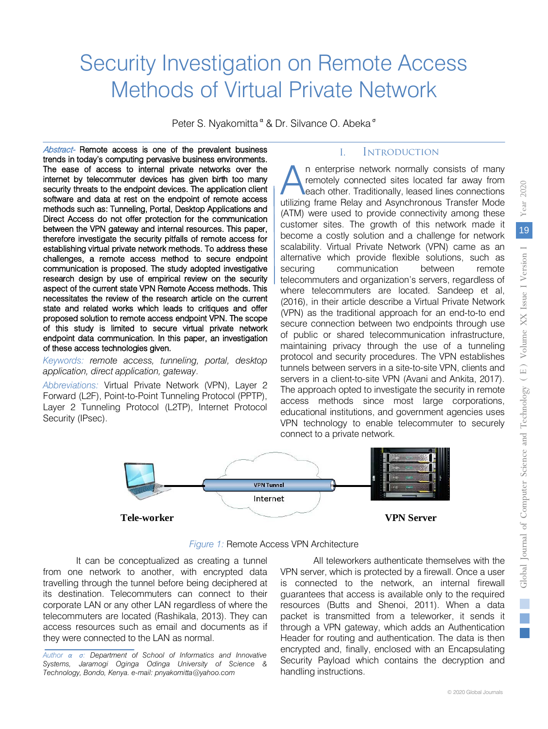# Security Investigation on Remote Access Methods of Virtual Private Network

Peter S. Nyakomitta [α] & Dr. Silvance O. Abeka [σ]

*Abstract-* Remote access is one of the prevalent business trends in today's computing pervasive business environments. The ease of access to internal private networks over the internet by telecommuter devices has given birth too many security threats to the endpoint devices. The application client software and data at rest on the endpoint of remote access methods such as: Tunneling, Portal, Desktop Applications and Direct Access do not offer protection for the communication between the VPN gateway and internal resources. This paper, therefore investigate the security pitfalls of remote access for establishing virtual private network methods. To address these challenges, a remote access method to secure endpoint communication is proposed. The study adopted investigative research design by use of empirical review on the security aspect of the current state VPN Remote Access methods. This necessitates the review of the research article on the current state and related works which leads to critiques and offer proposed solution to remote access endpoint VPN. The scope of this study is limited to secure virtual private network endpoint data communication. In this paper, an investigation of these access technologies given.

*Keywords:* *remote access, tunneling, portal, desktop application, direct application, gateway.*

*Abbreviations:* Virtual Private Network (VPN), Layer 2 Forward (L2F), Point-to-Point Tunneling Protocol (PPTP), Layer 2 Tunneling Protocol (L2TP), Internet Protocol Security (IPsec).

## I. Introduction

An enterprise network normally consists of many remotely connected sites located far away from each other. Traditionally, leased lines connections utilizing frame Relay and Asynchronous Transfer Mode (ATM) were used to provide connectivity among these customer sites. The growth of this network made it become a costly solution and a challenge for network scalability. Virtual Private Network (VPN) came as an alternative which provide flexible solutions, such as securing communication between remote telecommuters and organization's servers, regardless of where telecommuters are located. Sandeep et al, (2016), in their article describe a Virtual Private Network (VPN) as the traditional approach for an end-to-to end secure connection between two endpoints through use of public or shared telecommunication infrastructure, maintaining privacy through the use of a tunneling protocol and security procedures. The VPN establishes tunnels between servers in a site-to-site VPN, clients and servers in a client-to-site VPN (Avani and Ankita, 2017). The approach opted to investigate the security in remote access methods since most large corporations, educational institutions, and government agencies uses VPN technology to enable telecommuter to securely connect to a private network.

Tele-worker — VPN Tunnel — Internet — VPN Server

*Figure 1:* Remote Access VPN Architecture

It can be conceptualized as creating a tunnel from one network to another, with encrypted data travelling through the tunnel before being deciphered at its destination. Telecommuters can connect to their corporate LAN or any other LAN regardless of where the telecommuters are located (Rashikala, 2013). They can access resources such as email and documents as if they were connected to the LAN as normal.

All teleworkers authenticate themselves with the VPN server, which is protected by a firewall. Once a user is connected to the network, an internal firewall guarantees that access is available only to the required resources (Butts and Shenoi, 2011). When a data packet is transmitted from a teleworker, it sends it through a VPN gateway, which adds an Authentication Header for routing and authentication. The data is then encrypted and, finally, enclosed with an Encapsulating Security Payload which contains the decryption and handling instructions.

*Author α σ: Department of School of Informatics and Innovative Systems, Jaramogi Oginga Odinga University of Science & Technology, Bondo, Kenya. e-mail: pnyakomitta@yahoo.com*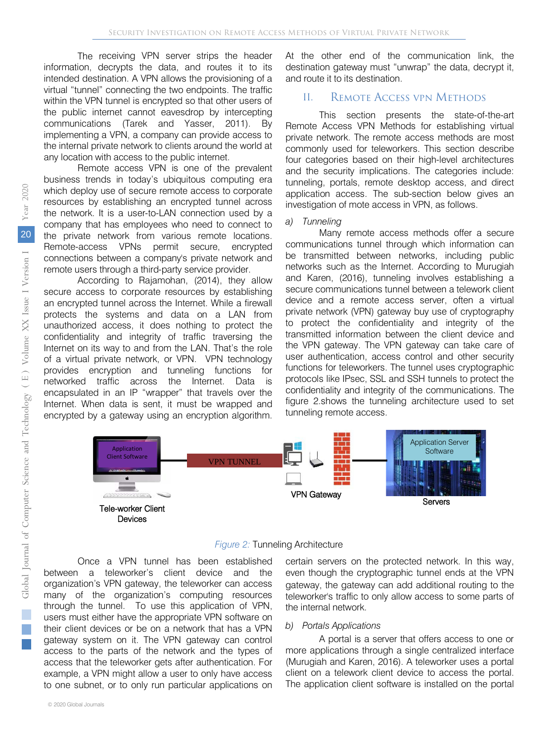The receiving VPN server strips the header information, decrypts the data, and routes it to its intended destination. A VPN allows the provisioning of a virtual "tunnel" connecting the two endpoints. The traffic within the VPN tunnel is encrypted so that other users of the public internet cannot eavesdrop by intercepting communications (Tarek and Yasser, 2011). By implementing a VPN, a company can provide access to the internal private network to clients around the world at any location with access to the public internet.

Remote access VPN is one of the prevalent business trends in today's ubiquitous computing era which deploy use of secure remote access to corporate resources by establishing an encrypted tunnel across the network. It is a user-to-LAN connection used by a company that has employees who need to connect to the private network from various remote locations. Remote-access VPNs permit secure, encrypted connections between a company's private network and remote users through a third-party service provider.

According to Rajamohan, (2014), they allow secure access to corporate resources by establishing an encrypted tunnel across the Internet. While a firewall protects the systems and data on a LAN from unauthorized access, it does nothing to protect the confidentiality and integrity of traffic traversing the Internet on its way to and from the LAN. That's the role of a virtual private network, or VPN. VPN technology provides encryption and tunneling functions for networked traffic across the Internet. Data is encapsulated in an IP "wrapper" that travels over the Internet. When data is sent, it must be wrapped and encrypted by a gateway using an encryption algorithm. At the other end of the communication link, the destination gateway must "unwrap" the data, decrypt it, and route it to its destination.

## II. Remote Access VPN Methods

This section presents the state-of-the-art Remote Access VPN Methods for establishing virtual private network. The remote access methods are most commonly used for teleworkers. This section describe four categories based on their high-level architectures and the security implications. The categories include: tunneling, portals, remote desktop access, and direct application access. The sub-section below gives an investigation of mote access in VPN, as follows.

### a) Tunneling

Many remote access methods offer a secure communications tunnel through which information can be transmitted between networks, including public networks such as the Internet. According to Murugiah and Karen, (2016), tunneling involves establishing a secure communications tunnel between a telework client device and a remote access server, often a virtual private network (VPN) gateway buy use of cryptography to protect the confidentiality and integrity of the transmitted information between the client device and the VPN gateway. The VPN gateway can take care of user authentication, access control and other security functions for teleworkers. The tunnel uses cryptographic protocols like IPsec, SSL and SSH tunnels to protect the confidentiality and integrity of the communications. The figure 2.shows the tunneling architecture used to set tunneling remote access.

*Figure 2:* Tunneling Architecture

Once a VPN tunnel has been established between a teleworker's client device and the organization's VPN gateway, the teleworker can access many of the organization's computing resources through the tunnel. To use this application of VPN, users must either have the appropriate VPN software on their client devices or be on a network that has a VPN gateway system on it. The VPN gateway can control access to the parts of the network and the types of access that the teleworker gets after authentication. For example, a VPN might allow a user to only have access to one subnet, or to only run particular applications on certain servers on the protected network. In this way, even though the cryptographic tunnel ends at the VPN gateway, the gateway can add additional routing to the teleworker's traffic to only allow access to some parts of the internal network.

### b) Portals Applications

A portal is a server that offers access to one or more applications through a single centralized interface (Murugiah and Karen, 2016). A teleworker uses a portal client on a telework client device to access the portal. The application client software is installed on the portal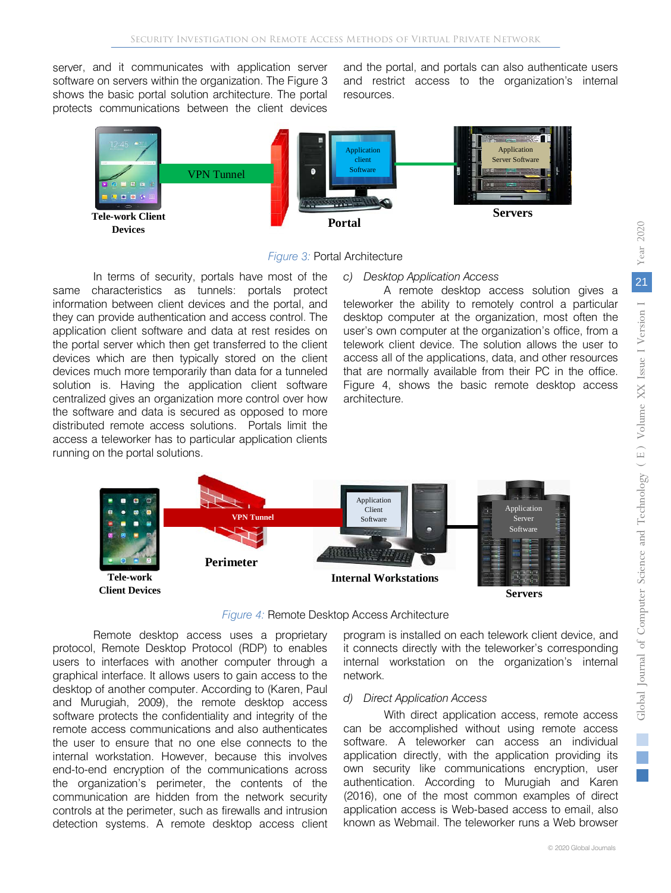server, and it communicates with application server software on servers within the organization. The Figure 3 shows the basic portal solution architecture. The portal protects communications between the client devices and the portal, and portals can also authenticate users and restrict access to the organization's internal resources.

*Figure 3:* Portal Architecture

In terms of security, portals have most of the same characteristics as tunnels: portals protect information between client devices and the portal, and they can provide authentication and access control. The application client software and data at rest resides on the portal server which then get transferred to the client devices which are then typically stored on the client devices much more temporarily than data for a tunneled solution is. Having the application client software centralized gives an organization more control over how the software and data is secured as opposed to more distributed remote access solutions. Portals limit the access a teleworker has to particular application clients running on the portal solutions.

*c) Desktop Application Access*

A remote desktop access solution gives a teleworker the ability to remotely control a particular desktop computer at the organization, most often the user's own computer at the organization's office, from a telework client device. The solution allows the user to access all of the applications, data, and other resources that are normally available from their PC in the office. Figure 4, shows the basic remote desktop access architecture.

*Figure 4:* Remote Desktop Access Architecture

Remote desktop access uses a proprietary protocol, Remote Desktop Protocol (RDP) to enables users to interfaces with another computer through a graphical interface. It allows users to gain access to the desktop of another computer. According to (Karen, Paul and Murugiah, 2009), the remote desktop access software protects the confidentiality and integrity of the remote access communications and also authenticates the user to ensure that no one else connects to the internal workstation. However, because this involves end-to-end encryption of the communications across the organization's perimeter, the contents of the communication are hidden from the network security controls at the perimeter, such as firewalls and intrusion detection systems. A remote desktop access client program is installed on each telework client device, and it connects directly with the teleworker's corresponding internal workstation on the organization's internal network.

*d) Direct Application Access*

With direct application access, remote access can be accomplished without using remote access software. A teleworker can access an individual application directly, with the application providing its own security like communications encryption, user authentication. According to Murugiah and Karen (2016), one of the most common examples of direct application access is Web-based access to email, also known as Webmail. The teleworker runs a Web browser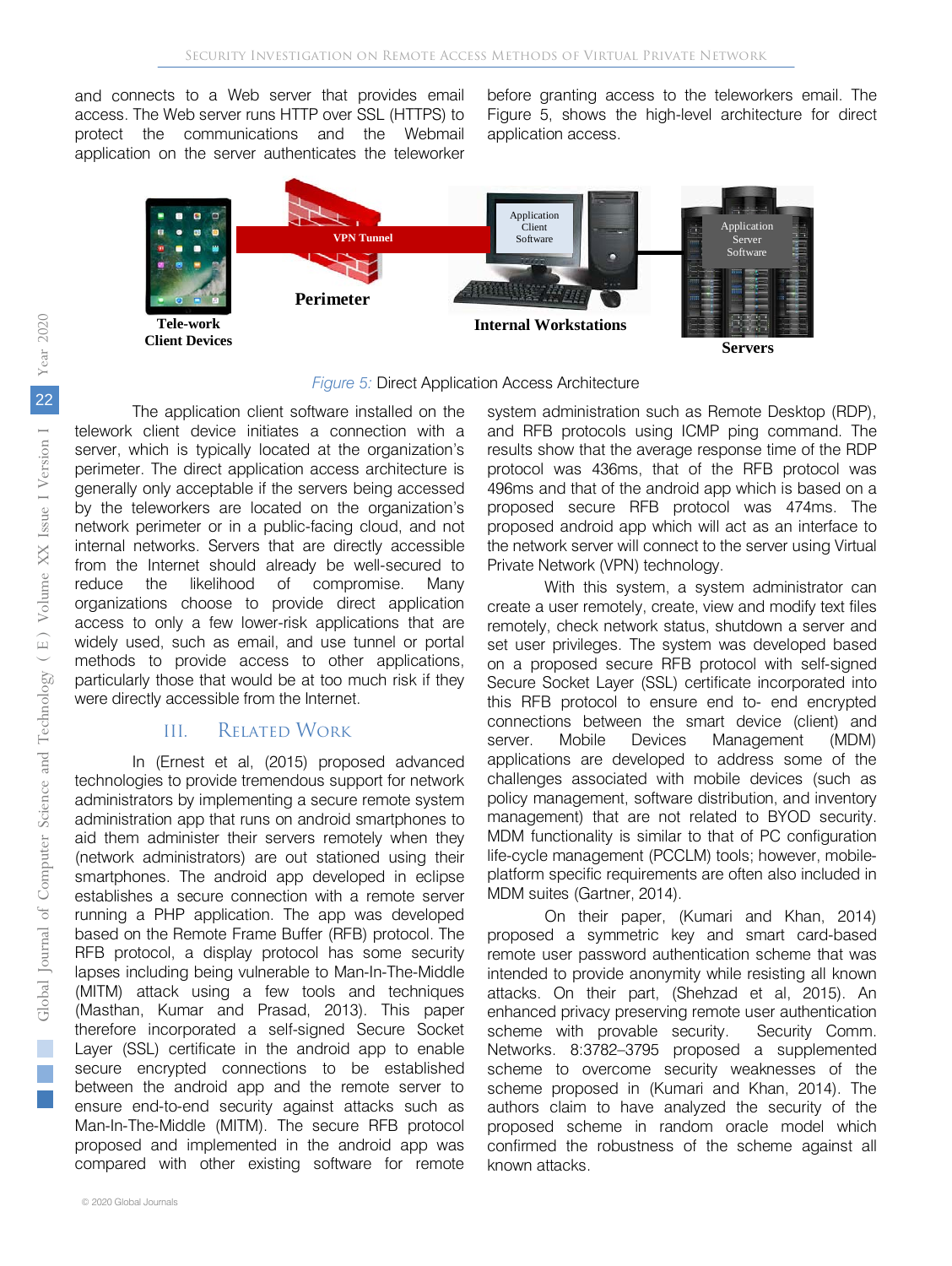and connects to a Web server that provides email access. The Web server runs HTTP over SSL (HTTPS) to protect the communications and the Webmail application on the server authenticates the teleworker before granting access to the teleworkers email. The Figure 5, shows the high-level architecture for direct application access.

*Figure 5:* Direct Application Access Architecture

The application client software installed on the telework client device initiates a connection with a server, which is typically located at the organization's perimeter. The direct application access architecture is generally only acceptable if the servers being accessed by the teleworkers are located on the organization's network perimeter or in a public-facing cloud, and not internal networks. Servers that are directly accessible from the Internet should already be well-secured to reduce the likelihood of compromise. Many organizations choose to provide direct application access to only a few lower-risk applications that are widely used, such as email, and use tunnel or portal methods to provide access to other applications, particularly those that would be at too much risk if they were directly accessible from the Internet.

## III. Related Work

In (Ernest et al, (2015) proposed advanced technologies to provide tremendous support for network administrators by implementing a secure remote system administration app that runs on android smartphones to aid them administer their servers remotely when they (network administrators) are out stationed using their smartphones. The android app developed in eclipse establishes a secure connection with a remote server running a PHP application. The app was developed based on the Remote Frame Buffer (RFB) protocol. The RFB protocol, a display protocol has some security lapses including being vulnerable to Man-In-The-Middle (MITM) attack using a few tools and techniques (Masthan, Kumar and Prasad, 2013). This paper therefore incorporated a self-signed Secure Socket Layer (SSL) certificate in the android app to enable secure encrypted connections to be established between the android app and the remote server to ensure end-to-end security against attacks such as Man-In-The-Middle (MITM). The secure RFB protocol proposed and implemented in the android app was compared with other existing software for remote system administration such as Remote Desktop (RDP), and RFB protocols using ICMP ping command. The results show that the average response time of the RDP protocol was 436ms, that of the RFB protocol was 496ms and that of the android app which is based on a proposed secure RFB protocol was 474ms. The proposed android app which will act as an interface to the network server will connect to the server using Virtual Private Network (VPN) technology.

With this system, a system administrator can create a user remotely, create, view and modify text files remotely, check network status, shutdown a server and set user privileges. The system was developed based on a proposed secure RFB protocol with self-signed Secure Socket Layer (SSL) certificate incorporated into this RFB protocol to ensure end to- end encrypted connections between the smart device (client) and server. Mobile Devices Management (MDM) applications are developed to address some of the challenges associated with mobile devices (such as policy management, software distribution, and inventory management) that are not related to BYOD security. MDM functionality is similar to that of PC configuration life-cycle management (PCCLM) tools; however, mobile-platform specific requirements are often also included in MDM suites (Gartner, 2014).

On their paper, (Kumari and Khan, 2014) proposed a symmetric key and smart card-based remote user password authentication scheme that was intended to provide anonymity while resisting all known attacks. On their part, (Shehzad et al, 2015). An enhanced privacy preserving remote user authentication scheme with provable security. Security Comm. Networks. 8:3782–3795 proposed a supplemented scheme to overcome security weaknesses of the scheme proposed in (Kumari and Khan, 2014). The authors claim to have analyzed the security of the proposed scheme in random oracle model which confirmed the robustness of the scheme against all known attacks.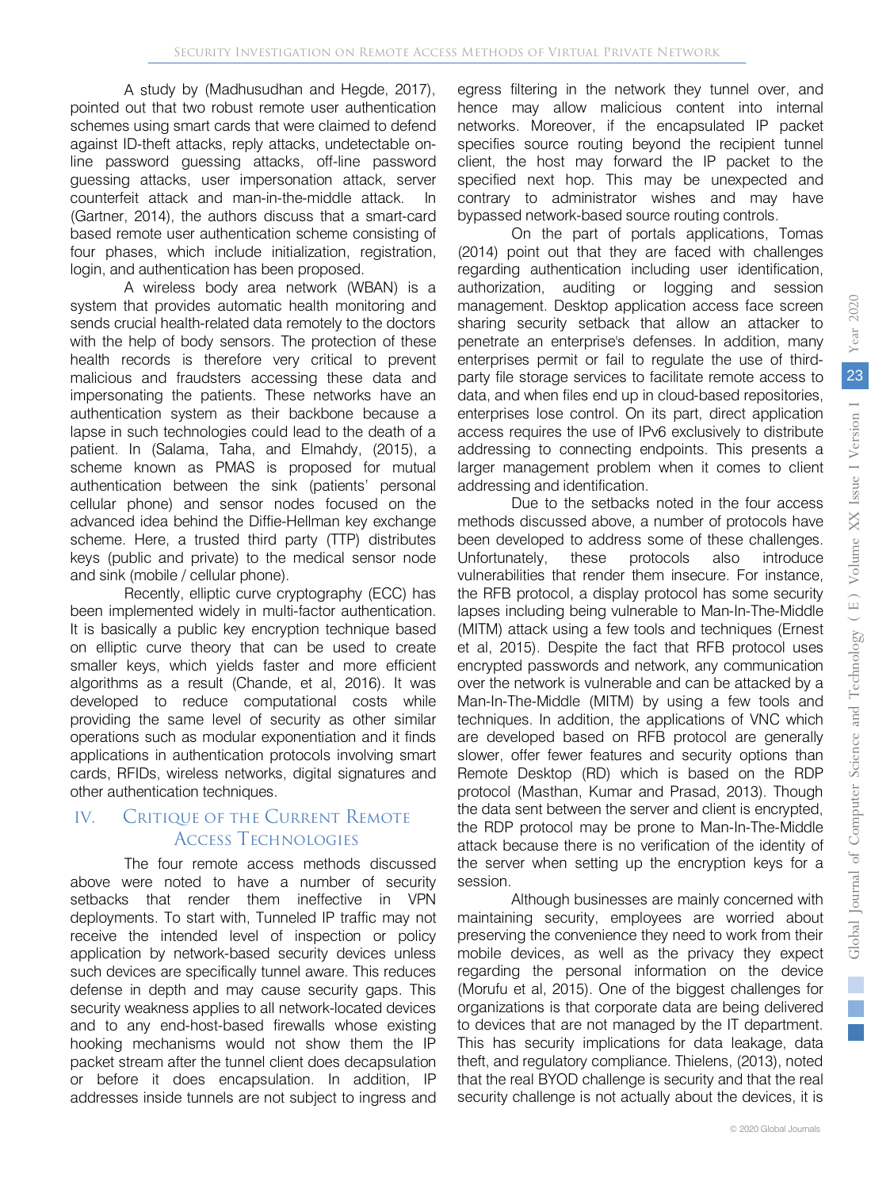A study by (Madhusudhan and Hegde, 2017), pointed out that two robust remote user authentication schemes using smart cards that were claimed to defend against ID-theft attacks, reply attacks, undetectable on-line password guessing attacks, off-line password guessing attacks, user impersonation attack, server counterfeit attack and man-in-the-middle attack. In (Gartner, 2014), the authors discuss that a smart-card based remote user authentication scheme consisting of four phases, which include initialization, registration, login, and authentication has been proposed.

A wireless body area network (WBAN) is a system that provides automatic health monitoring and sends crucial health-related data remotely to the doctors with the help of body sensors. The protection of these health records is therefore very critical to prevent malicious and fraudsters accessing these data and impersonating the patients. These networks have an authentication system as their backbone because a lapse in such technologies could lead to the death of a patient. In (Salama, Taha, and Elmahdy, (2015), a scheme known as PMAS is proposed for mutual authentication between the sink (patients' personal cellular phone) and sensor nodes focused on the advanced idea behind the Diffie-Hellman key exchange scheme. Here, a trusted third party (TTP) distributes keys (public and private) to the medical sensor node and sink (mobile / cellular phone).

Recently, elliptic curve cryptography (ECC) has been implemented widely in multi-factor authentication. It is basically a public key encryption technique based on elliptic curve theory that can be used to create smaller keys, which yields faster and more efficient algorithms as a result (Chande, et al, 2016). It was developed to reduce computational costs while providing the same level of security as other similar operations such as modular exponentiation and it finds applications in authentication protocols involving smart cards, RFIDs, wireless networks, digital signatures and other authentication techniques.

## IV. Critique of the Current Remote Access Technologies

The four remote access methods discussed above were noted to have a number of security setbacks that render them ineffective in VPN deployments. To start with, Tunneled IP traffic may not receive the intended level of inspection or policy application by network-based security devices unless such devices are specifically tunnel aware. This reduces defense in depth and may cause security gaps. This security weakness applies to all network-located devices and to any end-host-based firewalls whose existing hooking mechanisms would not show them the IP packet stream after the tunnel client does decapsulation or before it does encapsulation. In addition, IP addresses inside tunnels are not subject to ingress and egress filtering in the network they tunnel over, and hence may allow malicious content into internal networks. Moreover, if the encapsulated IP packet specifies source routing beyond the recipient tunnel client, the host may forward the IP packet to the specified next hop. This may be unexpected and contrary to administrator wishes and may have bypassed network-based source routing controls.

On the part of portals applications, Tomas (2014) point out that they are faced with challenges regarding authentication including user identification, authorization, auditing or logging and session management. Desktop application access face screen sharing security setback that allow an attacker to penetrate an enterprise's defenses. In addition, many enterprises permit or fail to regulate the use of third-party file storage services to facilitate remote access to data, and when files end up in cloud-based repositories, enterprises lose control. On its part, direct application access requires the use of IPv6 exclusively to distribute addressing to connecting endpoints. This presents a larger management problem when it comes to client addressing and identification.

Due to the setbacks noted in the four access methods discussed above, a number of protocols have been developed to address some of these challenges. Unfortunately, these protocols also introduce vulnerabilities that render them insecure. For instance, the RFB protocol, a display protocol has some security lapses including being vulnerable to Man-In-The-Middle (MITM) attack using a few tools and techniques (Ernest et al, 2015). Despite the fact that RFB protocol uses encrypted passwords and network, any communication over the network is vulnerable and can be attacked by a Man-In-The-Middle (MITM) by using a few tools and techniques. In addition, the applications of VNC which are developed based on RFB protocol are generally slower, offer fewer features and security options than Remote Desktop (RD) which is based on the RDP protocol (Masthan, Kumar and Prasad, 2013). Though the data sent between the server and client is encrypted, the RDP protocol may be prone to Man-In-The-Middle attack because there is no verification of the identity of the server when setting up the encryption keys for a session.

Although businesses are mainly concerned with maintaining security, employees are worried about preserving the convenience they need to work from their mobile devices, as well as the privacy they expect regarding the personal information on the device (Morufu et al, 2015). One of the biggest challenges for organizations is that corporate data are being delivered to devices that are not managed by the IT department. This has security implications for data leakage, data theft, and regulatory compliance. Thielens, (2013), noted that the real BYOD challenge is security and that the real security challenge is not actually about the devices, it is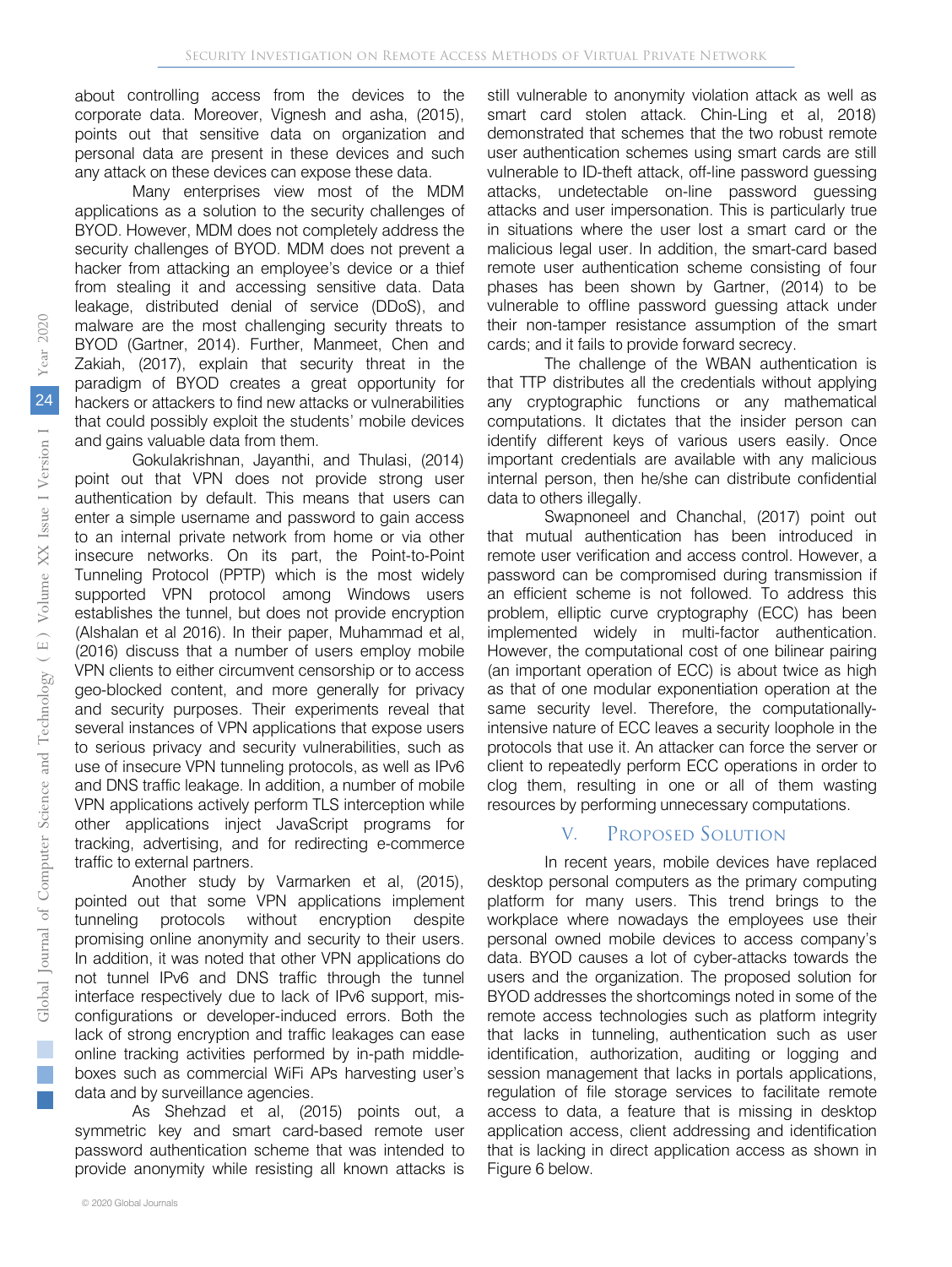about controlling access from the devices to the corporate data. Moreover, Vignesh and asha, (2015), points out that sensitive data on organization and personal data are present in these devices and such any attack on these devices can expose these data.

Many enterprises view most of the MDM applications as a solution to the security challenges of BYOD. However, MDM does not completely address the security challenges of BYOD. MDM does not prevent a hacker from attacking an employee's device or a thief from stealing it and accessing sensitive data. Data leakage, distributed denial of service (DDoS), and malware are the most challenging security threats to BYOD (Gartner, 2014). Further, Manmeet, Chen and Zakiah, (2017), explain that security threat in the paradigm of BYOD creates a great opportunity for hackers or attackers to find new attacks or vulnerabilities that could possibly exploit the students' mobile devices and gains valuable data from them.

Gokulakrishnan, Jayanthi, and Thulasi, (2014) point out that VPN does not provide strong user authentication by default. This means that users can enter a simple username and password to gain access to an internal private network from home or via other insecure networks. On its part, the Point-to-Point Tunneling Protocol (PPTP) which is the most widely supported VPN protocol among Windows users establishes the tunnel, but does not provide encryption (Alshalan et al 2016). In their paper, Muhammad et al, (2016) discuss that a number of users employ mobile VPN clients to either circumvent censorship or to access geo-blocked content, and more generally for privacy and security purposes. Their experiments reveal that several instances of VPN applications that expose users to serious privacy and security vulnerabilities, such as use of insecure VPN tunneling protocols, as well as IPv6 and DNS traffic leakage. In addition, a number of mobile VPN applications actively perform TLS interception while other applications inject JavaScript programs for tracking, advertising, and for redirecting e-commerce traffic to external partners.

Another study by Varmarken et al, (2015), pointed out that some VPN applications implement tunneling protocols without encryption despite promising online anonymity and security to their users. In addition, it was noted that other VPN applications do not tunnel IPv6 and DNS traffic through the tunnel interface respectively due to lack of IPv6 support, mis-configurations or developer-induced errors. Both the lack of strong encryption and traffic leakages can ease online tracking activities performed by in-path middle-boxes such as commercial WiFi APs harvesting user's data and by surveillance agencies.

As Shehzad et al, (2015) points out, a symmetric key and smart card-based remote user password authentication scheme that was intended to provide anonymity while resisting all known attacks is still vulnerable to anonymity violation attack as well as smart card stolen attack. Chin-Ling et al, 2018) demonstrated that schemes that the two robust remote user authentication schemes using smart cards are still vulnerable to ID-theft attack, off-line password guessing attacks, undetectable on-line password guessing attacks and user impersonation. This is particularly true in situations where the user lost a smart card or the malicious legal user. In addition, the smart-card based remote user authentication scheme consisting of four phases has been shown by Gartner, (2014) to be vulnerable to offline password guessing attack under their non-tamper resistance assumption of the smart cards; and it fails to provide forward secrecy.

The challenge of the WBAN authentication is that TTP distributes all the credentials without applying any cryptographic functions or any mathematical computations. It dictates that the insider person can identify different keys of various users easily. Once important credentials are available with any malicious internal person, then he/she can distribute confidential data to others illegally.

Swapnoneel and Chanchal, (2017) point out that mutual authentication has been introduced in remote user verification and access control. However, a password can be compromised during transmission if an efficient scheme is not followed. To address this problem, elliptic curve cryptography (ECC) has been implemented widely in multi-factor authentication. However, the computational cost of one bilinear pairing (an important operation of ECC) is about twice as high as that of one modular exponentiation operation at the same security level. Therefore, the computationally-intensive nature of ECC leaves a security loophole in the protocols that use it. An attacker can force the server or client to repeatedly perform ECC operations in order to clog them, resulting in one or all of them wasting resources by performing unnecessary computations.

## V. Proposed Solution

In recent years, mobile devices have replaced desktop personal computers as the primary computing platform for many users. This trend brings to the workplace where nowadays the employees use their personal owned mobile devices to access company's data. BYOD causes a lot of cyber-attacks towards the users and the organization. The proposed solution for BYOD addresses the shortcomings noted in some of the remote access technologies such as platform integrity that lacks in tunneling, authentication such as user identification, authorization, auditing or logging and session management that lacks in portals applications, regulation of file storage services to facilitate remote access to data, a feature that is missing in desktop application access, client addressing and identification that is lacking in direct application access as shown in Figure 6 below.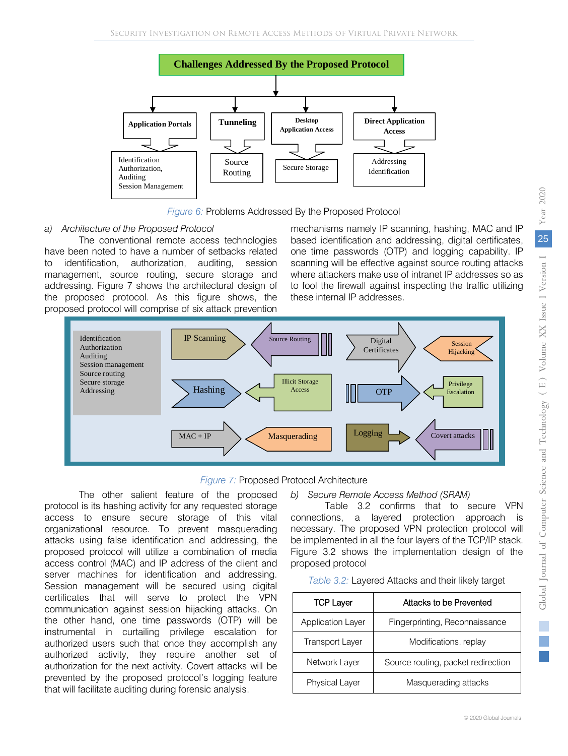Figure 6: Problems Addressed By the Proposed Protocol

*a) Architecture of the Proposed Protocol*

The conventional remote access technologies have been noted to have a number of setbacks related to identification, authorization, auditing, session management, source routing, secure storage and addressing. Figure 7 shows the architectural design of the proposed protocol. As this figure shows, the proposed protocol will comprise of six attack prevention mechanisms namely IP scanning, hashing, MAC and IP based identification and addressing, digital certificates, one time passwords (OTP) and logging capability. IP scanning will be effective against source routing attacks where attackers make use of intranet IP addresses so as to fool the firewall against inspecting the traffic utilizing these internal IP addresses.

Figure 7: Proposed Protocol Architecture

The other salient feature of the proposed protocol is its hashing activity for any requested storage access to ensure secure storage of this vital organizational resource. To prevent masquerading attacks using false identification and addressing, the proposed protocol will utilize a combination of media access control (MAC) and IP address of the client and server machines for identification and addressing. Session management will be secured using digital certificates that will serve to protect the VPN communication against session hijacking attacks. On the other hand, one time passwords (OTP) will be instrumental in curtailing privilege escalation for authorized users such that once they accomplish any authorized activity, they require another set of authorization for the next activity. Covert attacks will be prevented by the proposed protocol's logging feature that will facilitate auditing during forensic analysis.

*b) Secure Remote Access Method (SRAM)*

Table 3.2 confirms that to secure VPN connections, a layered protection approach is necessary. The proposed VPN protection protocol will be implemented in all the four layers of the TCP/IP stack. Figure 3.2 shows the implementation design of the proposed protocol

Table 3.2: Layered Attacks and their likely target

| TCP Layer | Attacks to be Prevented |
|---|---|
| Application Layer | Fingerprinting, Reconnaissance |
| Transport Layer | Modifications, replay |
| Network Layer | Source routing, packet redirection |
| Physical Layer | Masquerading attacks |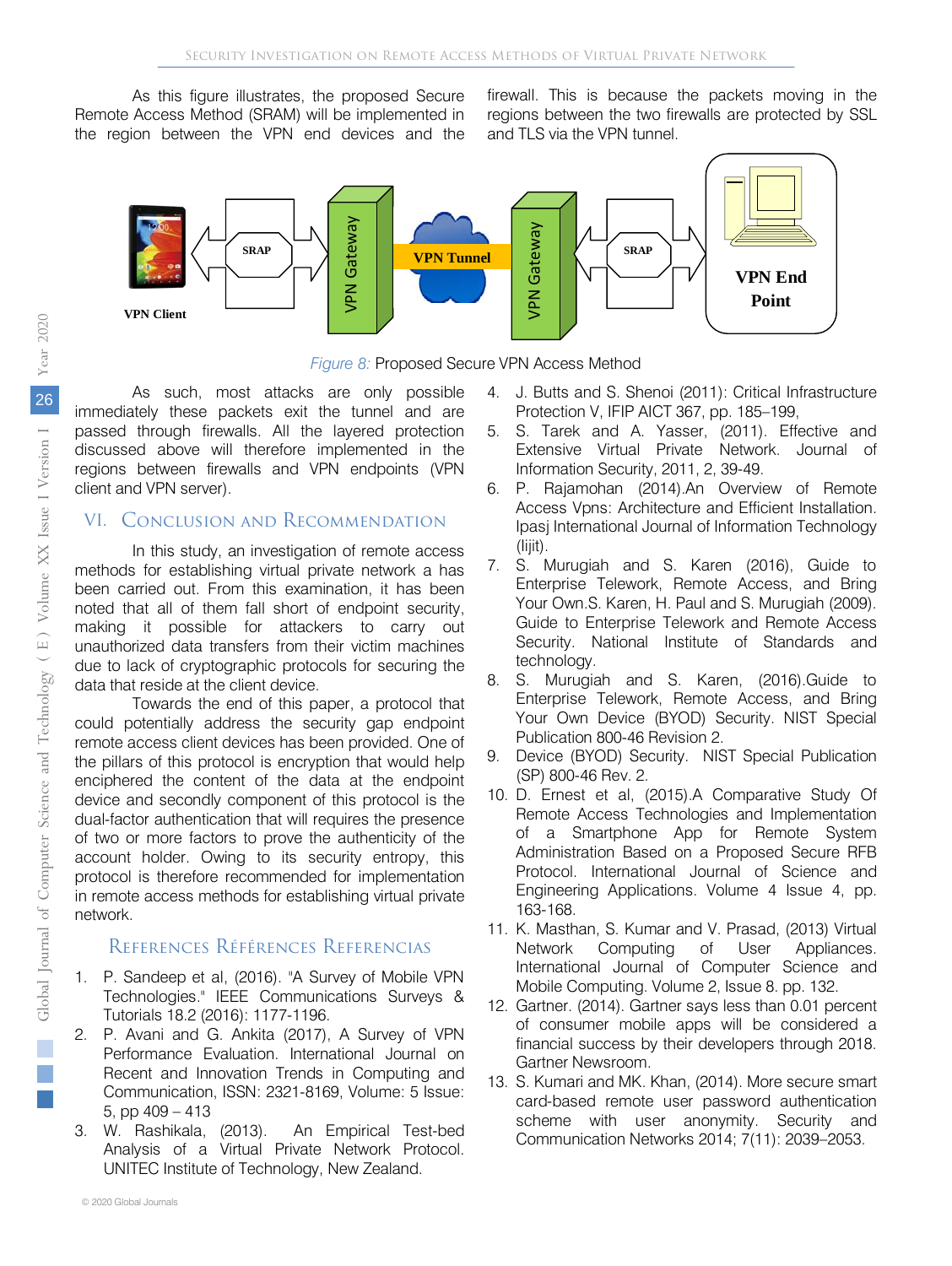As this figure illustrates, the proposed Secure Remote Access Method (SRAM) will be implemented in the region between the VPN end devices and the firewall. This is because the packets moving in the regions between the two firewalls are protected by SSL and TLS via the VPN tunnel.

*Figure 8:* Proposed Secure VPN Access Method

As such, most attacks are only possible immediately these packets exit the tunnel and are passed through firewalls. All the layered protection discussed above will therefore implemented in the regions between firewalls and VPN endpoints (VPN client and VPN server).

## VI. Conclusion and Recommendation

In this study, an investigation of remote access methods for establishing virtual private network a has been carried out. From this examination, it has been noted that all of them fall short of endpoint security, making it possible for attackers to carry out unauthorized data transfers from their victim machines due to lack of cryptographic protocols for securing the data that reside at the client device.

Towards the end of this paper, a protocol that could potentially address the security gap endpoint remote access client devices has been provided. One of the pillars of this protocol is encryption that would help enciphered the content of the data at the endpoint device and secondly component of this protocol is the dual-factor authentication that will requires the presence of two or more factors to prove the authenticity of the account holder. Owing to its security entropy, this protocol is therefore recommended for implementation in remote access methods for establishing virtual private network.

## References Références Referencias

1. P. Sandeep et al, (2016). "A Survey of Mobile VPN Technologies." IEEE Communications Surveys & Tutorials 18.2 (2016): 1177-1196.
2. P. Avani and G. Ankita (2017), A Survey of VPN Performance Evaluation. International Journal on Recent and Innovation Trends in Computing and Communication, ISSN: 2321-8169, Volume: 5 Issue: 5, pp 409 – 413
3. W. Rashikala, (2013). An Empirical Test-bed Analysis of a Virtual Private Network Protocol. UNITEC Institute of Technology, New Zealand.
4. J. Butts and S. Shenoi (2011): Critical Infrastructure Protection V, IFIP AICT 367, pp. 185–199,
5. S. Tarek and A. Yasser, (2011). Effective and Extensive Virtual Private Network. Journal of Information Security, 2011, 2, 39-49.
6. P. Rajamohan (2014).An Overview of Remote Access Vpns: Architecture and Efficient Installation. Ipasj International Journal of Information Technology (Iijit).
7. S. Murugiah and S. Karen (2016), Guide to Enterprise Telework, Remote Access, and Bring Your Own.S. Karen, H. Paul and S. Murugiah (2009). Guide to Enterprise Telework and Remote Access Security. National Institute of Standards and technology.
8. S. Murugiah and S. Karen, (2016).Guide to Enterprise Telework, Remote Access, and Bring Your Own Device (BYOD) Security. NIST Special Publication 800-46 Revision 2.
9. Device (BYOD) Security. NIST Special Publication (SP) 800-46 Rev. 2.
10. D. Ernest et al, (2015).A Comparative Study Of Remote Access Technologies and Implementation of a Smartphone App for Remote System Administration Based on a Proposed Secure RFB Protocol. International Journal of Science and Engineering Applications. Volume 4 Issue 4, pp. 163-168.
11. K. Masthan, S. Kumar and V. Prasad, (2013) Virtual Network Computing of User Appliances. International Journal of Computer Science and Mobile Computing. Volume 2, Issue 8. pp. 132.
12. Gartner. (2014). Gartner says less than 0.01 percent of consumer mobile apps will be considered a financial success by their developers through 2018. Gartner Newsroom.
13. S. Kumari and MK. Khan, (2014). More secure smart card-based remote user password authentication scheme with user anonymity. Security and Communication Networks 2014; 7(11): 2039–2053.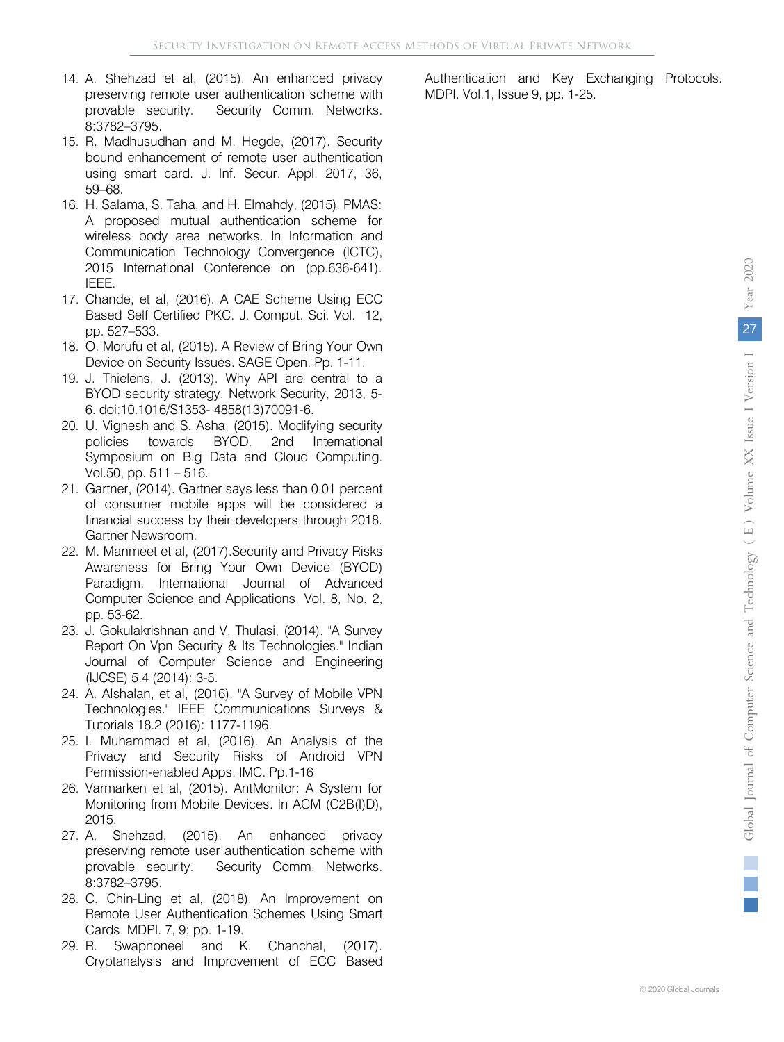14. A. Shehzad et al, (2015). An enhanced privacy preserving remote user authentication scheme with provable security. Security Comm. Networks. 8:3782–3795.
15. R. Madhusudhan and M. Hegde, (2017). Security bound enhancement of remote user authentication using smart card. J. Inf. Secur. Appl. 2017, 36, 59–68.
16. H. Salama, S. Taha, and H. Elmahdy, (2015). PMAS: A proposed mutual authentication scheme for wireless body area networks. In Information and Communication Technology Convergence (ICTC), 2015 International Conference on (pp.636-641). IEEE.
17. Chande, et al, (2016). A CAE Scheme Using ECC Based Self Certified PKC. J. Comput. Sci. Vol. 12, pp. 527–533.
18. O. Morufu et al, (2015). A Review of Bring Your Own Device on Security Issues. SAGE Open. Pp. 1-11.
19. J. Thielens, J. (2013). Why API are central to a BYOD security strategy. Network Security, 2013, 5-6. doi:10.1016/S1353- 4858(13)70091-6.
20. U. Vignesh and S. Asha, (2015). Modifying security policies towards BYOD. 2nd International Symposium on Big Data and Cloud Computing. Vol.50, pp. 511 – 516.
21. Gartner, (2014). Gartner says less than 0.01 percent of consumer mobile apps will be considered a financial success by their developers through 2018. Gartner Newsroom.
22. M. Manmeet et al, (2017).Security and Privacy Risks Awareness for Bring Your Own Device (BYOD) Paradigm. International Journal of Advanced Computer Science and Applications. Vol. 8, No. 2, pp. 53-62.
23. J. Gokulakrishnan and V. Thulasi, (2014). "A Survey Report On Vpn Security & Its Technologies." Indian Journal of Computer Science and Engineering (IJCSE) 5.4 (2014): 3-5.
24. A. Alshalan, et al, (2016). "A Survey of Mobile VPN Technologies." IEEE Communications Surveys & Tutorials 18.2 (2016): 1177-1196.
25. I. Muhammad et al, (2016). An Analysis of the Privacy and Security Risks of Android VPN Permission-enabled Apps. IMC. Pp.1-16
26. Varmarken et al, (2015). AntMonitor: A System for Monitoring from Mobile Devices. In ACM (C2B(I)D), 2015.
27. A. Shehzad, (2015). An enhanced privacy preserving remote user authentication scheme with provable security. Security Comm. Networks. 8:3782–3795.
28. C. Chin-Ling et al, (2018). An Improvement on Remote User Authentication Schemes Using Smart Cards. MDPI. 7, 9; pp. 1-19.
29. R. Swapnoneel and K. Chanchal, (2017). Cryptanalysis and Improvement of ECC Based Authentication and Key Exchanging Protocols. MDPI. Vol.1, Issue 9, pp. 1-25.